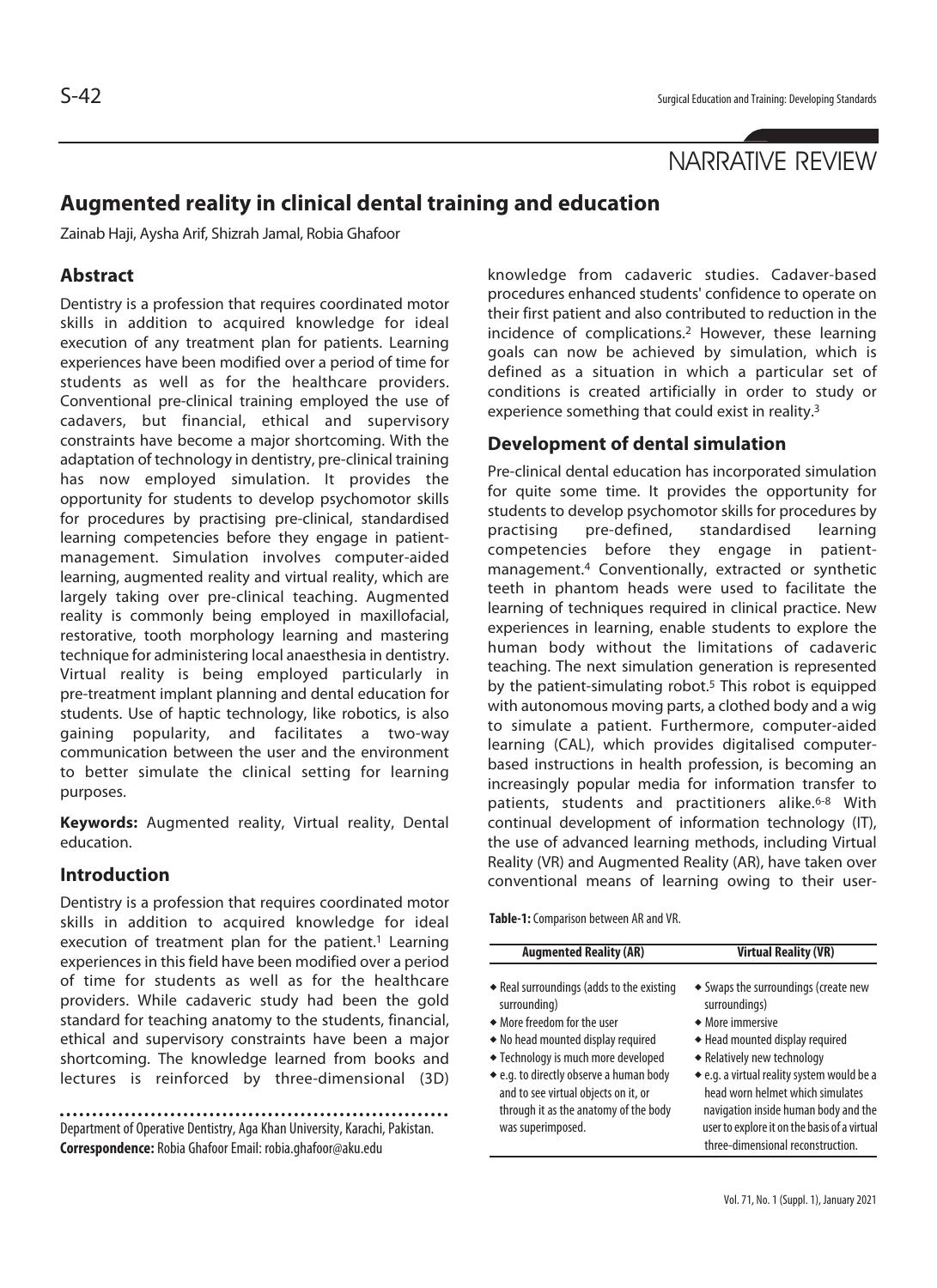NARRATIVE REVIEW

# Augmented reality in clinical dental training and education

Zainab Haji, Aysha Arif, Shizrah Jamal, Robia Ghafoor

## Abstract

Dentistry is a profession that requires coordinated motor skills in addition to acquired knowledge for ideal execution of any treatment plan for patients. Learning experiences have been modified over a period of time for students as well as for the healthcare providers. Conventional pre-clinical training employed the use of cadavers, but financial, ethical and supervisory constraints have become a major shortcoming. With the adaptation of technology in dentistry, pre-clinical training has now employed simulation. It provides the opportunity for students to develop psychomotor skills for procedures by practising pre-clinical, standardised learning competencies before they engage in patient-management. Simulation involves computer-aided learning, augmented reality and virtual reality, which are largely taking over pre-clinical teaching. Augmented reality is commonly being employed in maxillofacial, restorative, tooth morphology learning and mastering technique for administering local anaesthesia in dentistry. Virtual reality is being employed particularly in pre-treatment implant planning and dental education for students. Use of haptic technology, like robotics, is also gaining popularity, and facilitates a two-way communication between the user and the environment to better simulate the clinical setting for learning purposes.

**Keywords:** Augmented reality, Virtual reality, Dental education.

## Introduction

Dentistry is a profession that requires coordinated motor skills in addition to acquired knowledge for ideal execution of treatment plan for the patient.[1] Learning experiences in this field have been modified over a period of time for students as well as for the healthcare providers. While cadaveric study had been the gold standard for teaching anatomy to the students, financial, ethical and supervisory constraints have been a major shortcoming. The knowledge learned from books and lectures is reinforced by three-dimensional (3D) knowledge from cadaveric studies. Cadaver-based procedures enhanced students' confidence to operate on their first patient and also contributed to reduction in the incidence of complications.[2] However, these learning goals can now be achieved by simulation, which is defined as a situation in which a particular set of conditions is created artificially in order to study or experience something that could exist in reality.[3]

## Development of dental simulation

Pre-clinical dental education has incorporated simulation for quite some time. It provides the opportunity for students to develop psychomotor skills for procedures by practising pre-defined, standardised learning competencies before they engage in patient-management.[4] Conventionally, extracted or synthetic teeth in phantom heads were used to facilitate the learning of techniques required in clinical practice. New experiences in learning, enable students to explore the human body without the limitations of cadaveric teaching. The next simulation generation is represented by the patient-simulating robot.[5] This robot is equipped with autonomous moving parts, a clothed body and a wig to simulate a patient. Furthermore, computer-aided learning (CAL), which provides digitalised computer-based instructions in health profession, is becoming an increasingly popular media for information transfer to patients, students and practitioners alike.[6-8] With continual development of information technology (IT), the use of advanced learning methods, including Virtual Reality (VR) and Augmented Reality (AR), have taken over conventional means of learning owing to their user-

**Table-1:** Comparison between AR and VR.

| Augmented Reality (AR) | Virtual Reality (VR) |
|---|---|
| ◆ Real surroundings (adds to the existing surrounding) | ◆ Swaps the surroundings (create new surroundings) |
| ◆ More freedom for the user | ◆ More immersive |
| ◆ No head mounted display required | ◆ Head mounted display required |
| ◆ Technology is much more developed | ◆ Relatively new technology |
| ◆ e.g. to directly observe a human body and to see virtual objects on it, or through it as the anatomy of the body was superimposed. | ◆ e.g. a virtual reality system would be a head worn helmet which simulates navigation inside human body and the user to explore it on the basis of a virtual three-dimensional reconstruction. |

Department of Operative Dentistry, Aga Khan University, Karachi, Pakistan.
**Correspondence:** Robia Ghafoor Email: robia.ghafoor@aku.edu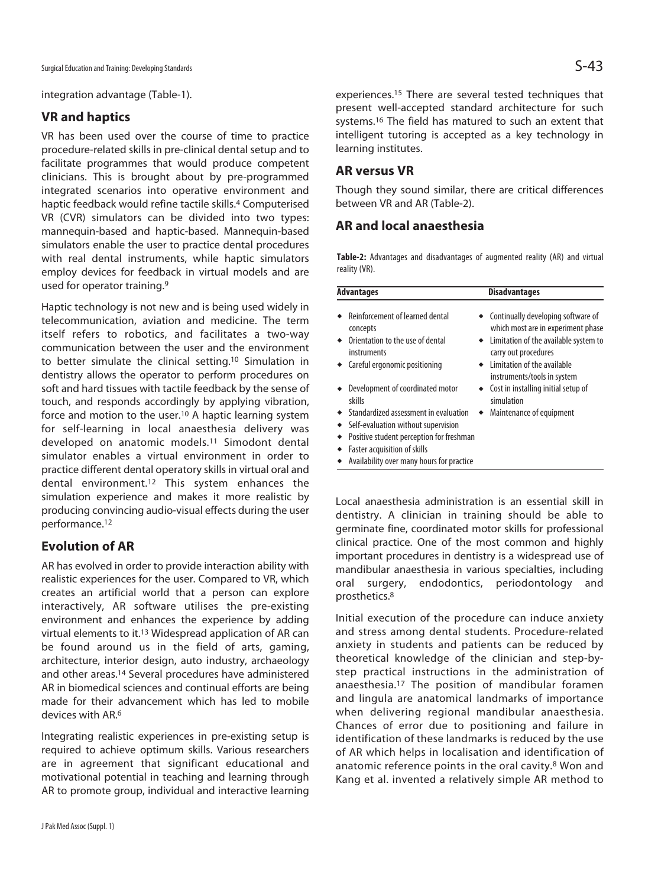integration advantage (Table-1).

## VR and haptics

VR has been used over the course of time to practice procedure-related skills in pre-clinical dental setup and to facilitate programmes that would produce competent clinicians. This is brought about by pre-programmed integrated scenarios into operative environment and haptic feedback would refine tactile skills.[4] Computerised VR (CVR) simulators can be divided into two types: mannequin-based and haptic-based. Mannequin-based simulators enable the user to practice dental procedures with real dental instruments, while haptic simulators employ devices for feedback in virtual models and are used for operator training.[9]

Haptic technology is not new and is being used widely in telecommunication, aviation and medicine. The term itself refers to robotics, and facilitates a two-way communication between the user and the environment to better simulate the clinical setting.[10] Simulation in dentistry allows the operator to perform procedures on soft and hard tissues with tactile feedback by the sense of touch, and responds accordingly by applying vibration, force and motion to the user.[10] A haptic learning system for self-learning in local anaesthesia delivery was developed on anatomic models.[11] Simodont dental simulator enables a virtual environment in order to practice different dental operatory skills in virtual oral and dental environment.[12] This system enhances the simulation experience and makes it more realistic by producing convincing audio-visual effects during the user performance.[12]

## Evolution of AR

AR has evolved in order to provide interaction ability with realistic experiences for the user. Compared to VR, which creates an artificial world that a person can explore interactively, AR software utilises the pre-existing environment and enhances the experience by adding virtual elements to it.[13] Widespread application of AR can be found around us in the field of arts, gaming, architecture, interior design, auto industry, archaeology and other areas.[14] Several procedures have administered AR in biomedical sciences and continual efforts are being made for their advancement which has led to mobile devices with AR.[6]

Integrating realistic experiences in pre-existing setup is required to achieve optimum skills. Various researchers are in agreement that significant educational and motivational potential in teaching and learning through AR to promote group, individual and interactive learning experiences.[15] There are several tested techniques that present well-accepted standard architecture for such systems.[16] The field has matured to such an extent that intelligent tutoring is accepted as a key technology in learning institutes.

## AR versus VR

Though they sound similar, there are critical differences between VR and AR (Table-2).

## AR and local anaesthesia

**Table-2:** Advantages and disadvantages of augmented reality (AR) and virtual reality (VR).

| Advantages | Disadvantages |
|---|---|
| Reinforcement of learned dental concepts | Continually developing software of which most are in experiment phase |
| Orientation to the use of dental instruments | Limitation of the available system to carry out procedures |
| Careful ergonomic positioning | Limitation of the available instruments/tools in system |
| Development of coordinated motor skills | Cost in installing initial setup of simulation |
| Standardized assessment in evaluation | Maintenance of equipment |
| Self-evaluation without supervision | |
| Positive student perception for freshman | |
| Faster acquisition of skills | |
| Availability over many hours for practice | |

Local anaesthesia administration is an essential skill in dentistry. A clinician in training should be able to germinate fine, coordinated motor skills for professional clinical practice. One of the most common and highly important procedures in dentistry is a widespread use of mandibular anaesthesia in various specialties, including oral surgery, endodontics, periodontology and prosthetics.[8]

Initial execution of the procedure can induce anxiety and stress among dental students. Procedure-related anxiety in students and patients can be reduced by theoretical knowledge of the clinician and step-by-step practical instructions in the administration of anaesthesia.[17] The position of mandibular foramen and lingula are anatomical landmarks of importance when delivering regional mandibular anaesthesia. Chances of error due to positioning and failure in identification of these landmarks is reduced by the use of AR which helps in localisation and identification of anatomic reference points in the oral cavity.[8] Won and Kang et al. invented a relatively simple AR method to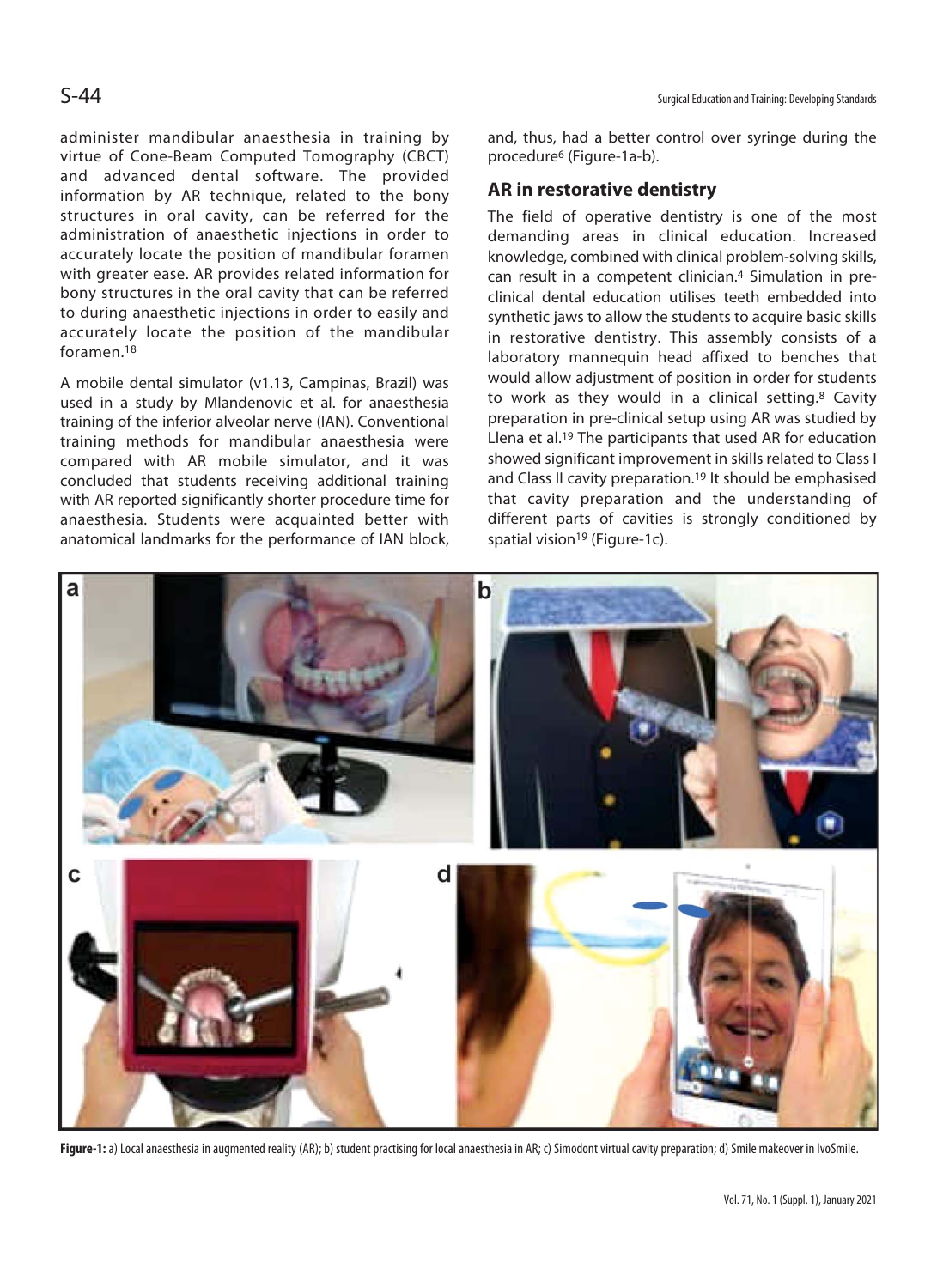administer mandibular anaesthesia in training by virtue of Cone-Beam Computed Tomography (CBCT) and advanced dental software. The provided information by AR technique, related to the bony structures in oral cavity, can be referred for the administration of anaesthetic injections in order to accurately locate the position of mandibular foramen with greater ease. AR provides related information for bony structures in the oral cavity that can be referred to during anaesthetic injections in order to easily and accurately locate the position of the mandibular foramen.[18]

A mobile dental simulator (v1.13, Campinas, Brazil) was used in a study by Mlandenovic et al. for anaesthesia training of the inferior alveolar nerve (IAN). Conventional training methods for mandibular anaesthesia were compared with AR mobile simulator, and it was concluded that students receiving additional training with AR reported significantly shorter procedure time for anaesthesia. Students were acquainted better with anatomical landmarks for the performance of IAN block, and, thus, had a better control over syringe during the procedure[6] (Figure-1a-b).

## AR in restorative dentistry

The field of operative dentistry is one of the most demanding areas in clinical education. Increased knowledge, combined with clinical problem-solving skills, can result in a competent clinician.[4] Simulation in pre-clinical dental education utilises teeth embedded into synthetic jaws to allow the students to acquire basic skills in restorative dentistry. This assembly consists of a laboratory mannequin head affixed to benches that would allow adjustment of position in order for students to work as they would in a clinical setting.[8] Cavity preparation in pre-clinical setup using AR was studied by Llena et al.[19] The participants that used AR for education showed significant improvement in skills related to Class I and Class II cavity preparation.[19] It should be emphasised that cavity preparation and the understanding of different parts of cavities is strongly conditioned by spatial vision[19] (Figure-1c).

**Figure-1:** a) Local anaesthesia in augmented reality (AR); b) student practising for local anaesthesia in AR; c) Simodont virtual cavity preparation; d) Smile makeover in IvoSmile.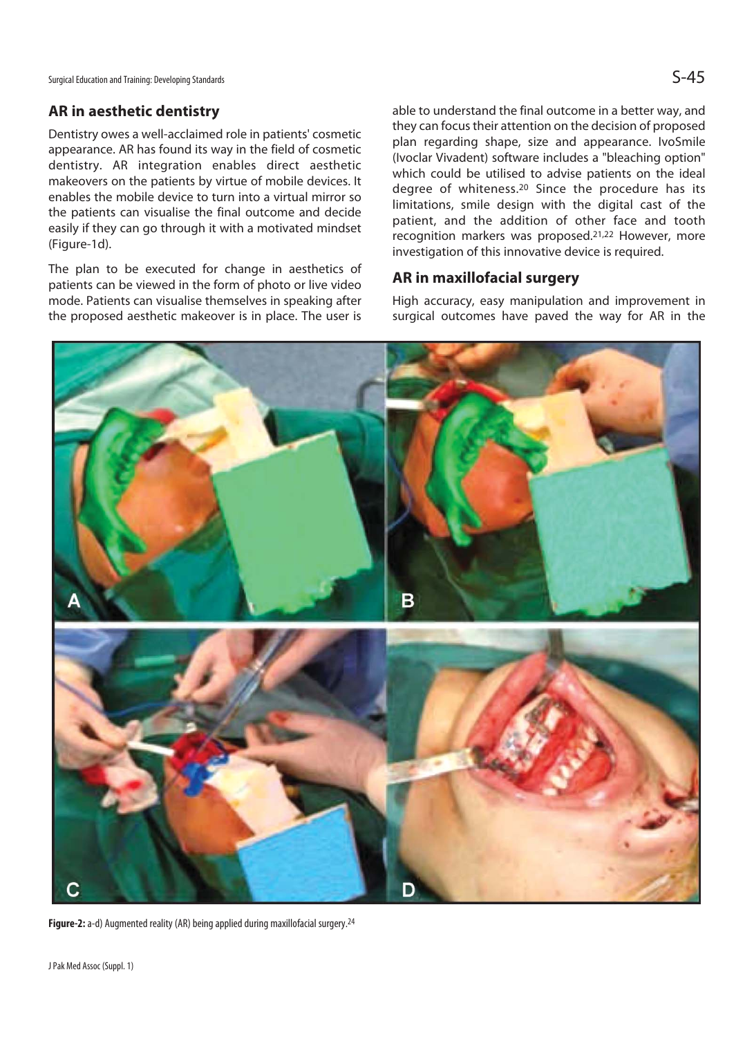## AR in aesthetic dentistry

Dentistry owes a well-acclaimed role in patients' cosmetic appearance. AR has found its way in the field of cosmetic dentistry. AR integration enables direct aesthetic makeovers on the patients by virtue of mobile devices. It enables the mobile device to turn into a virtual mirror so the patients can visualise the final outcome and decide easily if they can go through it with a motivated mindset (Figure-1d).

The plan to be executed for change in aesthetics of patients can be viewed in the form of photo or live video mode. Patients can visualise themselves in speaking after the proposed aesthetic makeover is in place. The user is able to understand the final outcome in a better way, and they can focus their attention on the decision of proposed plan regarding shape, size and appearance. IvoSmile (Ivoclar Vivadent) software includes a "bleaching option" which could be utilised to advise patients on the ideal degree of whiteness.[20] Since the procedure has its limitations, smile design with the digital cast of the patient, and the addition of other face and tooth recognition markers was proposed.[21,22] However, more investigation of this innovative device is required.

## AR in maxillofacial surgery

High accuracy, easy manipulation and improvement in surgical outcomes have paved the way for AR in the

**Figure-2:** a-d) Augmented reality (AR) being applied during maxillofacial surgery.[24]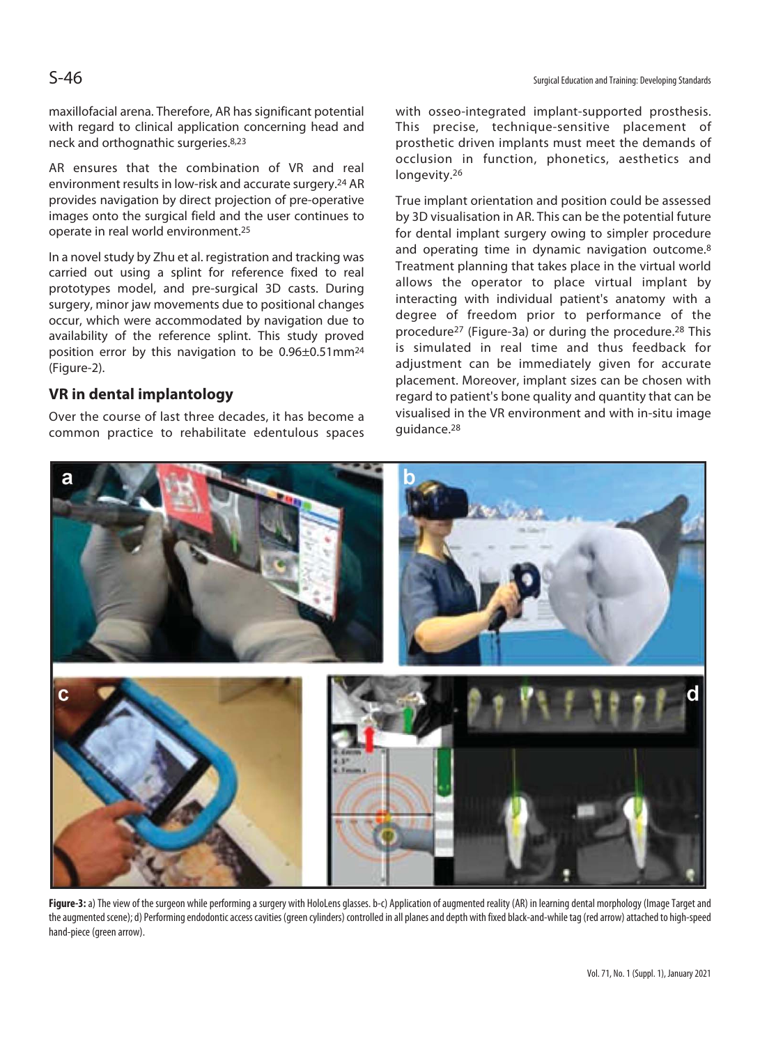maxillofacial arena. Therefore, AR has significant potential with regard to clinical application concerning head and neck and orthognathic surgeries.[8,23]

AR ensures that the combination of VR and real environment results in low-risk and accurate surgery.[24] AR provides navigation by direct projection of pre-operative images onto the surgical field and the user continues to operate in real world environment.[25]

In a novel study by Zhu et al. registration and tracking was carried out using a splint for reference fixed to real prototypes model, and pre-surgical 3D casts. During surgery, minor jaw movements due to positional changes occur, which were accommodated by navigation due to availability of the reference splint. This study proved position error by this navigation to be 0.96±0.51mm[24] (Figure-2).

## VR in dental implantology

Over the course of last three decades, it has become a common practice to rehabilitate edentulous spaces with osseo-integrated implant-supported prosthesis. This precise, technique-sensitive placement of prosthetic driven implants must meet the demands of occlusion in function, phonetics, aesthetics and longevity.[26]

True implant orientation and position could be assessed by 3D visualisation in AR. This can be the potential future for dental implant surgery owing to simpler procedure and operating time in dynamic navigation outcome.[8] Treatment planning that takes place in the virtual world allows the operator to place virtual implant by interacting with individual patient's anatomy with a degree of freedom prior to performance of the procedure[27] (Figure-3a) or during the procedure.[28] This is simulated in real time and thus feedback for adjustment can be immediately given for accurate placement. Moreover, implant sizes can be chosen with regard to patient's bone quality and quantity that can be visualised in the VR environment and with in-situ image guidance.[28]

**Figure-3:** a) The view of the surgeon while performing a surgery with HoloLens glasses. b-c) Application of augmented reality (AR) in learning dental morphology (Image Target and the augmented scene); d) Performing endodontic access cavities (green cylinders) controlled in all planes and depth with fixed black-and-while tag (red arrow) attached to high-speed hand-piece (green arrow).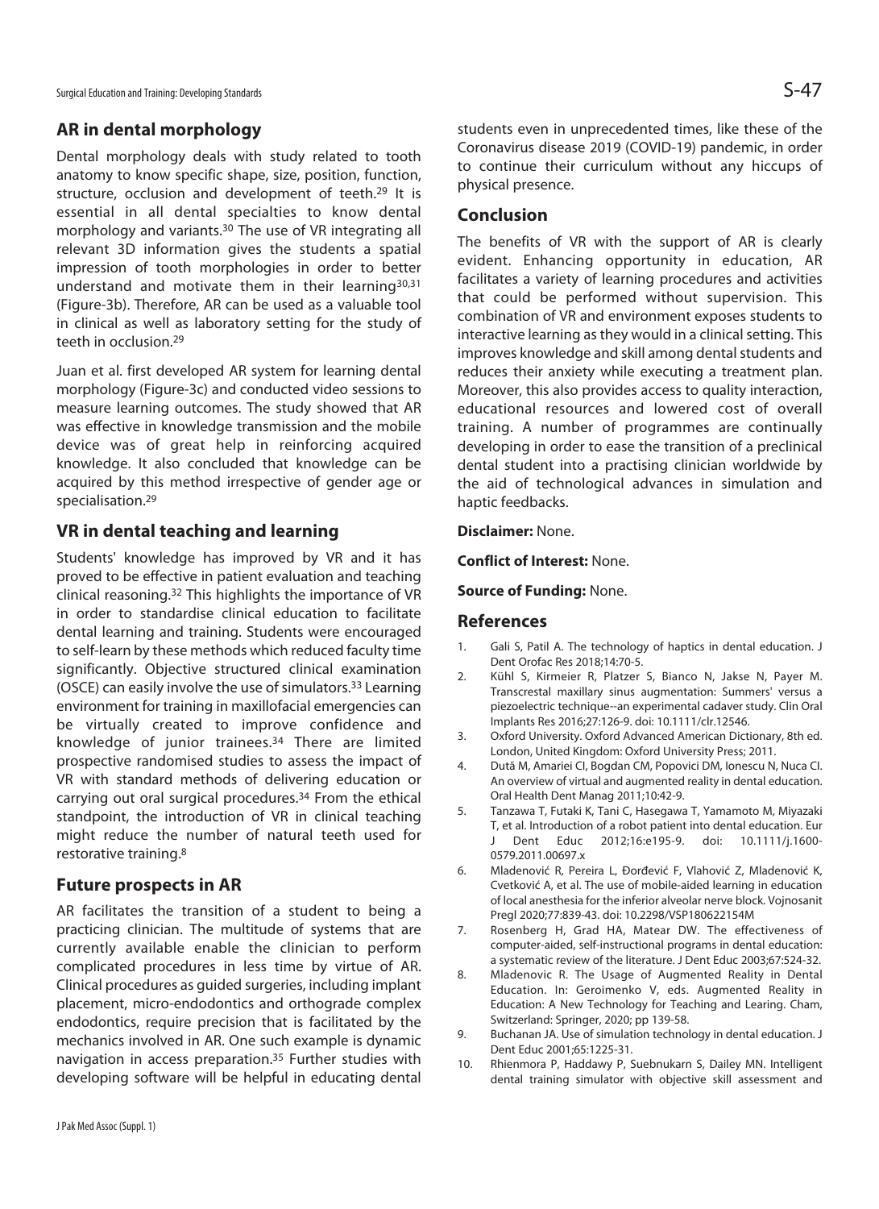## AR in dental morphology

Dental morphology deals with study related to tooth anatomy to know specific shape, size, position, function, structure, occlusion and development of teeth.[29] It is essential in all dental specialties to know dental morphology and variants.[30] The use of VR integrating all relevant 3D information gives the students a spatial impression of tooth morphologies in order to better understand and motivate them in their learning[30,31] (Figure-3b). Therefore, AR can be used as a valuable tool in clinical as well as laboratory setting for the study of teeth in occlusion.[29]

Juan et al. first developed AR system for learning dental morphology (Figure-3c) and conducted video sessions to measure learning outcomes. The study showed that AR was effective in knowledge transmission and the mobile device was of great help in reinforcing acquired knowledge. It also concluded that knowledge can be acquired by this method irrespective of gender age or specialisation.[29]

## VR in dental teaching and learning

Students' knowledge has improved by VR and it has proved to be effective in patient evaluation and teaching clinical reasoning.[32] This highlights the importance of VR in order to standardise clinical education to facilitate dental learning and training. Students were encouraged to self-learn by these methods which reduced faculty time significantly. Objective structured clinical examination (OSCE) can easily involve the use of simulators.[33] Learning environment for training in maxillofacial emergencies can be virtually created to improve confidence and knowledge of junior trainees.[34] There are limited prospective randomised studies to assess the impact of VR with standard methods of delivering education or carrying out oral surgical procedures.[34] From the ethical standpoint, the introduction of VR in clinical teaching might reduce the number of natural teeth used for restorative training.[8]

## Future prospects in AR

AR facilitates the transition of a student to being a practicing clinician. The multitude of systems that are currently available enable the clinician to perform complicated procedures in less time by virtue of AR. Clinical procedures as guided surgeries, including implant placement, micro-endodontics and orthograde complex endodontics, require precision that is facilitated by the mechanics involved in AR. One such example is dynamic navigation in access preparation.[35] Further studies with developing software will be helpful in educating dental students even in unprecedented times, like these of the Coronavirus disease 2019 (COVID-19) pandemic, in order to continue their curriculum without any hiccups of physical presence.

## Conclusion

The benefits of VR with the support of AR is clearly evident. Enhancing opportunity in education, AR facilitates a variety of learning procedures and activities that could be performed without supervision. This combination of VR and environment exposes students to interactive learning as they would in a clinical setting. This improves knowledge and skill among dental students and reduces their anxiety while executing a treatment plan. Moreover, this also provides access to quality interaction, educational resources and lowered cost of overall training. A number of programmes are continually developing in order to ease the transition of a preclinical dental student into a practising clinician worldwide by the aid of technological advances in simulation and haptic feedbacks.

**Disclaimer:** None.

**Conflict of Interest:** None.

**Source of Funding:** None.

## References

1. Gali S, Patil A. The technology of haptics in dental education. J Dent Orofac Res 2018;14:70-5.
2. Kühl S, Kirmeier R, Platzer S, Bianco N, Jakse N, Payer M. Transcrestal maxillary sinus augmentation: Summers' versus a piezoelectric technique--an experimental cadaver study. Clin Oral Implants Res 2016;27:126-9. doi: 10.1111/clr.12546.
3. Oxford University. Oxford Advanced American Dictionary, 8th ed. London, United Kingdom: Oxford University Press; 2011.
4. Dută M, Amariei CI, Bogdan CM, Popovici DM, Ionescu N, Nuca CI. An overview of virtual and augmented reality in dental education. Oral Health Dent Manag 2011;10:42-9.
5. Tanzawa T, Futaki K, Tani C, Hasegawa T, Yamamoto M, Miyazaki T, et al. Introduction of a robot patient into dental education. Eur J Dent Educ 2012;16:e195-9. doi: 10.1111/j.1600-0579.2011.00697.x
6. Mladenović R, Pereira L, Đorđević F, Vlahović Z, Mladenović K, Cvetković A, et al. The use of mobile-aided learning in education of local anesthesia for the inferior alveolar nerve block. Vojnosanit Pregl 2020;77:839-43. doi: 10.2298/VSP180622154M
7. Rosenberg H, Grad HA, Matear DW. The effectiveness of computer-aided, self-instructional programs in dental education: a systematic review of the literature. J Dent Educ 2003;67:524-32.
8. Mladenovic R. The Usage of Augmented Reality in Dental Education. In: Geroimenko V, eds. Augmented Reality in Education: A New Technology for Teaching and Learing. Cham, Switzerland: Springer, 2020; pp 139-58.
9. Buchanan JA. Use of simulation technology in dental education. J Dent Educ 2001;65:1225-31.
10. Rhienmora P, Haddawy P, Suebnukarn S, Dailey MN. Intelligent dental training simulator with objective skill assessment and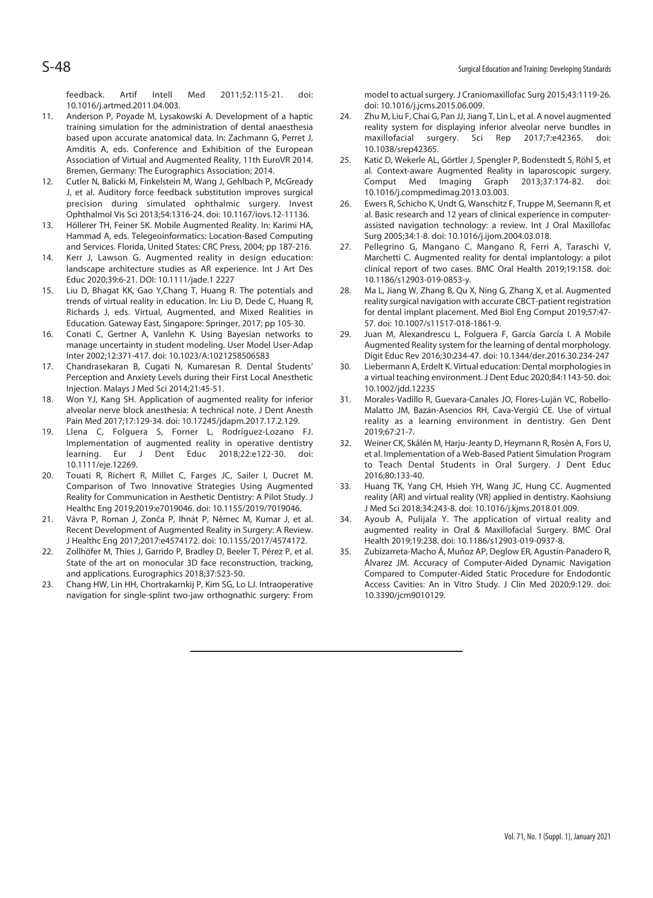feedback. Artif Intell Med 2011;52:115-21. doi: 10.1016/j.artmed.2011.04.003.

11. Anderson P, Poyade M, Lysakowski A. Development of a haptic training simulation for the administration of dental anaesthesia based upon accurate anatomical data. In: Zachmann G, Perret J, Amditis A, eds. Conference and Exhibition of the European Association of Virtual and Augmented Reality, 11th EuroVR 2014. Bremen, Germany: The Eurographics Association; 2014.
12. Cutler N, Balicki M, Finkelstein M, Wang J, Gehlbach P, McGready J, et al. Auditory force feedback substitution improves surgical precision during simulated ophthalmic surgery. Invest Ophthalmol Vis Sci 2013;54:1316-24. doi: 10.1167/iovs.12-11136.
13. Höllerer TH, Feiner SK. Mobile Augmented Reality. In: Karimi HA, Hammad A, eds. Telegeoinformatics: Location-Based Computing and Services. Florida, United States: CRC Press, 2004; pp 187-216.
14. Kerr J, Lawson G. Augmented reality in design education: landscape architecture studies as AR experience. Int J Art Des Educ 2020;39:6-21. DOI: 10.1111/jade.1 2227
15. Liu D, Bhagat KK, Gao Y,Chang T, Huang R. The potentials and trends of virtual reality in education. In: Liu D, Dede C, Huang R, Richards J, eds. Virtual, Augmented, and Mixed Realities in Education. Gateway East, Singapore: Springer, 2017; pp 105-30.
16. Conati C, Gertner A, Vanlehn K. Using Bayesian networks to manage uncertainty in student modeling. User Model User-Adap Inter 2002;12:371-417. doi: 10.1023/A:1021258506583
17. Chandrasekaran B, Cugati N, Kumaresan R. Dental Students' Perception and Anxiety Levels during their First Local Anesthetic Injection. Malays J Med Sci 2014;21:45-51.
18. Won YJ, Kang SH. Application of augmented reality for inferior alveolar nerve block anesthesia: A technical note. J Dent Anesth Pain Med 2017;17:129-34. doi: 10.17245/jdapm.2017.17.2.129.
19. Llena C, Folguera S, Forner L, Rodríguez-Lozano FJ. Implementation of augmented reality in operative dentistry learning. Eur J Dent Educ 2018;22:e122-30. doi: 10.1111/eje.12269.
20. Touati R, Richert R, Millet C, Farges JC, Sailer I, Ducret M. Comparison of Two Innovative Strategies Using Augmented Reality for Communication in Aesthetic Dentistry: A Pilot Study. J Healthc Eng 2019;2019:e7019046. doi: 10.1155/2019/7019046.
21. Vávra P, Roman J, Zonča P, Ihnát P, Němec M, Kumar J, et al. Recent Development of Augmented Reality in Surgery: A Review. J Healthc Eng 2017;2017:e4574172. doi: 10.1155/2017/4574172.
22. Zollhöfer M, Thies J, Garrido P, Bradley D, Beeler T, Pérez P, et al. State of the art on monocular 3D face reconstruction, tracking, and applications. Eurographics 2018;37:523-50.
23. Chang HW, Lin HH, Chortrakarnkij P, Kim SG, Lo LJ. Intraoperative navigation for single-splint two-jaw orthognathic surgery: From model to actual surgery. J Craniomaxillofac Surg 2015;43:1119-26. doi: 10.1016/j.jcms.2015.06.009.
24. Zhu M, Liu F, Chai G, Pan JJ, Jiang T, Lin L, et al. A novel augmented reality system for displaying inferior alveolar nerve bundles in maxillofacial surgery. Sci Rep 2017;7:e42365. doi: 10.1038/srep42365.
25. Katić D, Wekerle AL, Görtler J, Spengler P, Bodenstedt S, Röhl S, et al. Context-aware Augmented Reality in laparoscopic surgery. Comput Med Imaging Graph 2013;37:174-82. doi: 10.1016/j.compmedimag.2013.03.003.
26. Ewers R, Schicho K, Undt G, Wanschitz F, Truppe M, Seemann R, et al. Basic research and 12 years of clinical experience in computer-assisted navigation technology: a review. Int J Oral Maxillofac Surg 2005;34:1-8. doi: 10.1016/j.ijom.2004.03.018.
27. Pellegrino G, Mangano C, Mangano R, Ferri A, Taraschi V, Marchetti C. Augmented reality for dental implantology: a pilot clinical report of two cases. BMC Oral Health 2019;19:158. doi: 10.1186/s12903-019-0853-y.
28. Ma L, Jiang W, Zhang B, Qu X, Ning G, Zhang X, et al. Augmented reality surgical navigation with accurate CBCT-patient registration for dental implant placement. Med Biol Eng Comput 2019;57:47-57. doi: 10.1007/s11517-018-1861-9.
29. Juan M, Alexandrescu L, Folguera F, García García I. A Mobile Augmented Reality system for the learning of dental morphology. Digit Educ Rev 2016;30:234-47. doi: 10.1344/der.2016.30.234-247
30. Liebermann A, Erdelt K. Virtual education: Dental morphologies in a virtual teaching environment. J Dent Educ 2020;84:1143-50. doi: 10.1002/jdd.12235
31. Morales-Vadillo R, Guevara-Canales JO, Flores-Luján VC, Robello-Malatto JM, Bazán-Asencios RH, Cava-Vergiú CE. Use of virtual reality as a learning environment in dentistry. Gen Dent 2019;67:21-7.
32. Weiner CK, Skålén M, Harju-Jeanty D, Heymann R, Rosén A, Fors U, et al. Implementation of a Web-Based Patient Simulation Program to Teach Dental Students in Oral Surgery. J Dent Educ 2016;80:133-40.
33. Huang TK, Yang CH, Hsieh YH, Wang JC, Hung CC. Augmented reality (AR) and virtual reality (VR) applied in dentistry. Kaohsiung J Med Sci 2018;34:243-8. doi: 10.1016/j.kjms.2018.01.009.
34. Ayoub A, Pulijala Y. The application of virtual reality and augmented reality in Oral & Maxillofacial Surgery. BMC Oral Health 2019;19:238. doi: 10.1186/s12903-019-0937-8.
35. Zubizarreta-Macho Á, Muñoz AP, Deglow ER, Agustín-Panadero R, Álvarez JM. Accuracy of Computer-Aided Dynamic Navigation Compared to Computer-Aided Static Procedure for Endodontic Access Cavities: An in Vitro Study. J Clin Med 2020;9:129. doi: 10.3390/jcm9010129.